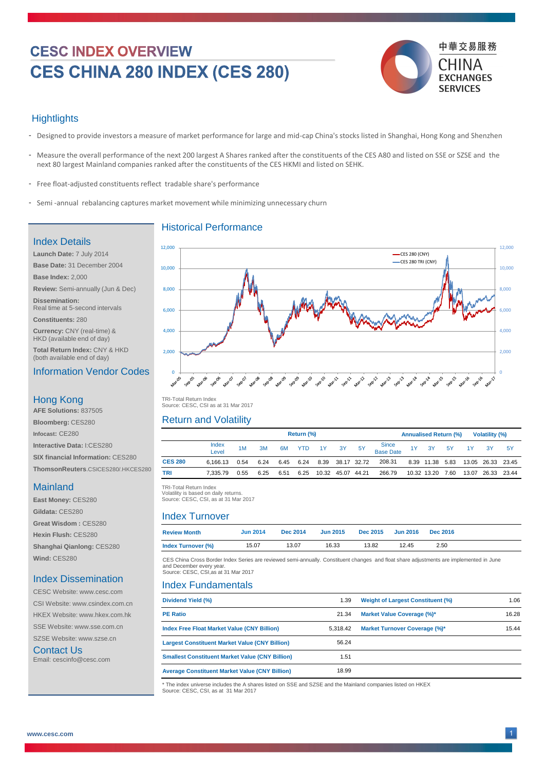# CESC INDEX OVERVIEW

# CES CHINA 280 INDEX (CES 280)

中華交易服務 CHINA EXCHANGES SERVICES

## Hightlights

- Designed to provide investors a measure of market performance for large and mid-cap China's stocks listed in Shanghai, Hong Kong and Shenzhen
- Measure the overall performance of the next 200 largest A Shares ranked after the constituents of the CES A80 and listed on SSE or SZSE and the next 80 largest Mainland companies ranked after the constituents of the CES HKMI and listed on SEHK.
- Free float-adjusted constituents reflect tradable share's performance
- Semi -annual rebalancing captures market movement while minimizing unnecessary churn

## Index Details

**Launch Date:** 7 July 2014

**Base Date:** 31 December 2004

**Base Index:** 2,000

**Review:** Semi-annually (Jun & Dec)

**Dissemination:** Real time at 5-second intervals

**Constituents:** 280

**Currency:** CNY (real-time) & HKD (available end of day)

**Total Return Index:** CNY & HKD (both available end of day)

## Information Vendor Codes

### Hong Kong

**AFE Solutions:** 837505

**Bloomberg:** CES280

**Infocast:** CE280

**Interactive Data:** I:CES280

**SIX financial Information:** CES280

**ThomsonReuters**.CSICES280/.HKCES280

### Mainland

**East Money:** CES280

**Gildata:** CES280

**Great Wisdom :** CES280

**Hexin Flush:** CES280

**Shanghai Qianlong:** CES280

**Wind:** CES280

## Index Dissemination

CESC Website: www.cesc.com

CSI Website: www.csindex.com.cn

HKEX Website: www.hkex.com.hk

SSE Website: www.sse.com.cn

SZSE Website: www.szse.cn

## Contact Us

Email: cescinfo@cesc.com

## Historical Performance

TRI-Total Return Index
Source: CESC, CSI as at 31 Mar 2017

## Return and Volatility

| | Index Level | Return (%) 1M | 3M | 6M | YTD | 1Y | 3Y | 5Y | Since Base Date | Annualised Return (%) 1Y | 3Y | 5Y | Volatility (%) 1Y | 3Y | 5Y |
|---|---|---|---|---|---|---|---|---|---|---|---|---|---|---|---|
| **CES 280** | 6,166.13 | 0.54 | 6.24 | 6.45 | 6.24 | 8.39 | 38.17 | 32.72 | 208.31 | 8.39 | 11.38 | 5.83 | 13.05 | 26.33 | 23.45 |
| **TRI** | 7,335.79 | 0.55 | 6.25 | 6.51 | 6.25 | 10.32 | 45.07 | 44.21 | 266.79 | 10.32 | 13.20 | 7.60 | 13.07 | 26.33 | 23.44 |

TRI-Total Return Index
Volatility is based on daily returns.
Source: CESC, CSI, as at 31 Mar 2017

## Index Turnover

| Review Month | Jun 2014 | Dec 2014 | Jun 2015 | Dec 2015 | Jun 2016 | Dec 2016 |
|---|---|---|---|---|---|---|
| **Index Turnover (%)** | 15.07 | 13.07 | 16.33 | 13.82 | 12.45 | 2.50 |

CES China Cross Border Index Series are reviewed semi-annually. Constituent changes and float share adjustments are implemented in June and December every year.
Source: CESC, CSI,as at 31 Mar 2017

## Index Fundamentals

| | | | |
|---|---|---|---|
| **Dividend Yield (%)** | 1.39 | **Weight of Largest Constituent (%)** | 1.06 |
| **PE Ratio** | 21.34 | **Market Value Coverage (%)*** | 16.28 |
| **Index Free Float Market Value (CNY Billion)** | 5,318.42 | **Market Turnover Coverage (%)*** | 15.44 |
| **Largest Constituent Market Value (CNY Billion)** | 56.24 | | |
| **Smallest Constituent Market Value (CNY Billion)** | 1.51 | | |
| **Average Constituent Market Value (CNY Billion)** | 18.99 | | |

* The index universe includes the A shares listed on SSE and SZSE and the Mainland companies listed on HKEX
Source: CESC, CSI, as at 31 Mar 2017

www.cesc.com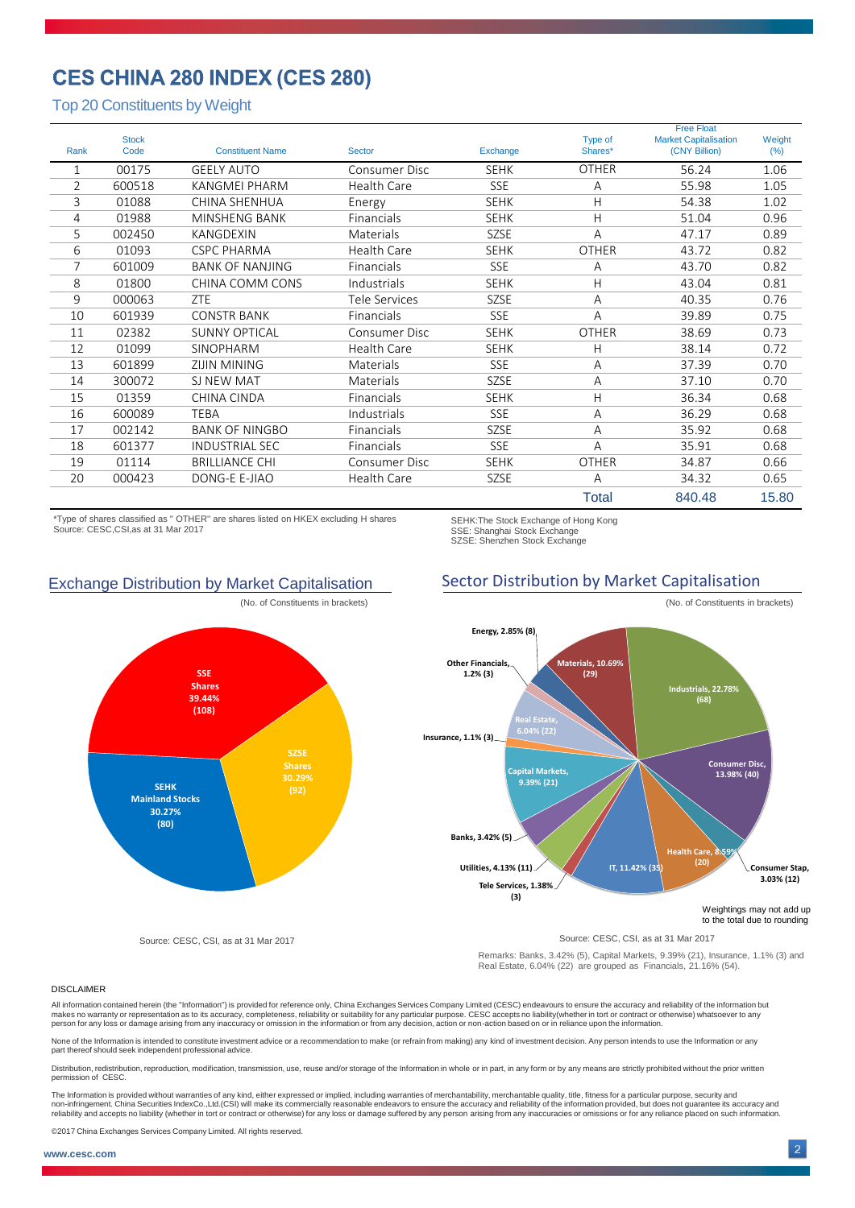# CES CHINA 280 INDEX (CES 280)

## Top 20 Constituents by Weight

| Rank | Stock Code | Constituent Name | Sector | Exchange | Type of Shares* | Free Float Market Capitalisation (CNY Billion) | Weight (%) |
|---|---|---|---|---|---|---|---|
| 1 | 00175 | GEELY AUTO | Consumer Disc | SEHK | OTHER | 56.24 | 1.06 |
| 2 | 600518 | KANGMEI PHARM | Health Care | SSE | A | 55.98 | 1.05 |
| 3 | 01088 | CHINA SHENHUA | Energy | SEHK | H | 54.38 | 1.02 |
| 4 | 01988 | MINSHENG BANK | Financials | SEHK | H | 51.04 | 0.96 |
| 5 | 002450 | KANGDEXIN | Materials | SZSE | A | 47.17 | 0.89 |
| 6 | 01093 | CSPC PHARMA | Health Care | SEHK | OTHER | 43.72 | 0.82 |
| 7 | 601009 | BANK OF NANJING | Financials | SSE | A | 43.70 | 0.82 |
| 8 | 01800 | CHINA COMM CONS | Industrials | SEHK | H | 43.04 | 0.81 |
| 9 | 000063 | ZTE | Tele Services | SZSE | A | 40.35 | 0.76 |
| 10 | 601939 | CONSTR BANK | Financials | SSE | A | 39.89 | 0.75 |
| 11 | 02382 | SUNNY OPTICAL | Consumer Disc | SEHK | OTHER | 38.69 | 0.73 |
| 12 | 01099 | SINOPHARM | Health Care | SEHK | H | 38.14 | 0.72 |
| 13 | 601899 | ZIJIN MINING | Materials | SSE | A | 37.39 | 0.70 |
| 14 | 300072 | SJ NEW MAT | Materials | SZSE | A | 37.10 | 0.70 |
| 15 | 01359 | CHINA CINDA | Financials | SEHK | H | 36.34 | 0.68 |
| 16 | 600089 | TEBA | Industrials | SSE | A | 36.29 | 0.68 |
| 17 | 002142 | BANK OF NINGBO | Financials | SZSE | A | 35.92 | 0.68 |
| 18 | 601377 | INDUSTRIAL SEC | Financials | SSE | A | 35.91 | 0.68 |
| 19 | 01114 | BRILLIANCE CHI | Consumer Disc | SEHK | OTHER | 34.87 | 0.66 |
| 20 | 000423 | DONG-E E-JIAO | Health Care | SZSE | A | 34.32 | 0.65 |
| | | | | | Total | 840.48 | 15.80 |

*Type of shares classified as " OTHER" are shares listed on HKEX excluding H shares
Source: CESC,CSI,as at 31 Mar 2017

SEHK:The Stock Exchange of Hong Kong
SSE: Shanghai Stock Exchange
SZSE: Shenzhen Stock Exchange

## Exchange Distribution by Market Capitalisation

(No. of Constituents in brackets)

SSE Shares 39.44% (108)
SZSE Shares 30.29% (92)
SEHK Mainland Stocks 30.27% (80)

Source: CESC, CSI, as at 31 Mar 2017

## Sector Distribution by Market Capitalisation

(No. of Constituents in brackets)

Energy, 2.85% (8)
Other Financials, 1.2% (3)
Materials, 10.69% (29)
Industrials, 22.78% (68)
Real Estate, 6.04% (22)
Insurance, 1.1% (3)
Consumer Disc, 13.98% (40)
Capital Markets, 9.39% (21)
Banks, 3.42% (5)
Health Care, 8.59% (20)
Consumer Stap, 3.03% (12)
Utilities, 4.13% (11)
IT, 11.42% (35)
Tele Services, 1.38% (3)

Weightings may not add up to the total due to rounding

Source: CESC, CSI, as at 31 Mar 2017

Remarks: Banks, 3.42% (5), Capital Markets, 9.39% (21), Insurance, 1.1% (3) and Real Estate, 6.04% (22) are grouped as Financials, 21.16% (54).

### DISCLAIMER

All information contained herein (the "Information") is provided for reference only, China Exchanges Services Company Limited (CESC) endeavours to ensure the accuracy and reliability of the information but makes no warranty or representation as to its accuracy, completeness, reliability or suitability for any particular purpose. CESC accepts no liability(whether in tort or contract or otherwise) whatsoever to any person for any loss or damage arising from any inaccuracy or omission in the information or from any decision, action or non-action based on or in reliance upon the information.

None of the Information is intended to constitute investment advice or a recommendation to make (or refrain from making) any kind of investment decision. Any person intends to use the Information or any part thereof should seek independent professional advice.

Distribution, redistribution, reproduction, modification, transmission, use, reuse and/or storage of the Information in whole or in part, in any form or by any means are strictly prohibited without the prior written permission of CESC.

The Information is provided without warranties of any kind, either expressed or implied, including warranties of merchantability, merchantable quality, title, fitness for a particular purpose, security and non-infringement. China Securities IndexCo.,Ltd.(CSI) will make its commercially reasonable endeavors to ensure the accuracy and reliability of the information provided, but does not guarantee its accuracy and reliability and accepts no liability (whether in tort or contract or otherwise) for any loss or damage suffered by any person arising from any inaccuracies or omissions or for any reliance placed on such information.

©2017 China Exchanges Services Company Limited. All rights reserved.

www.cesc.com